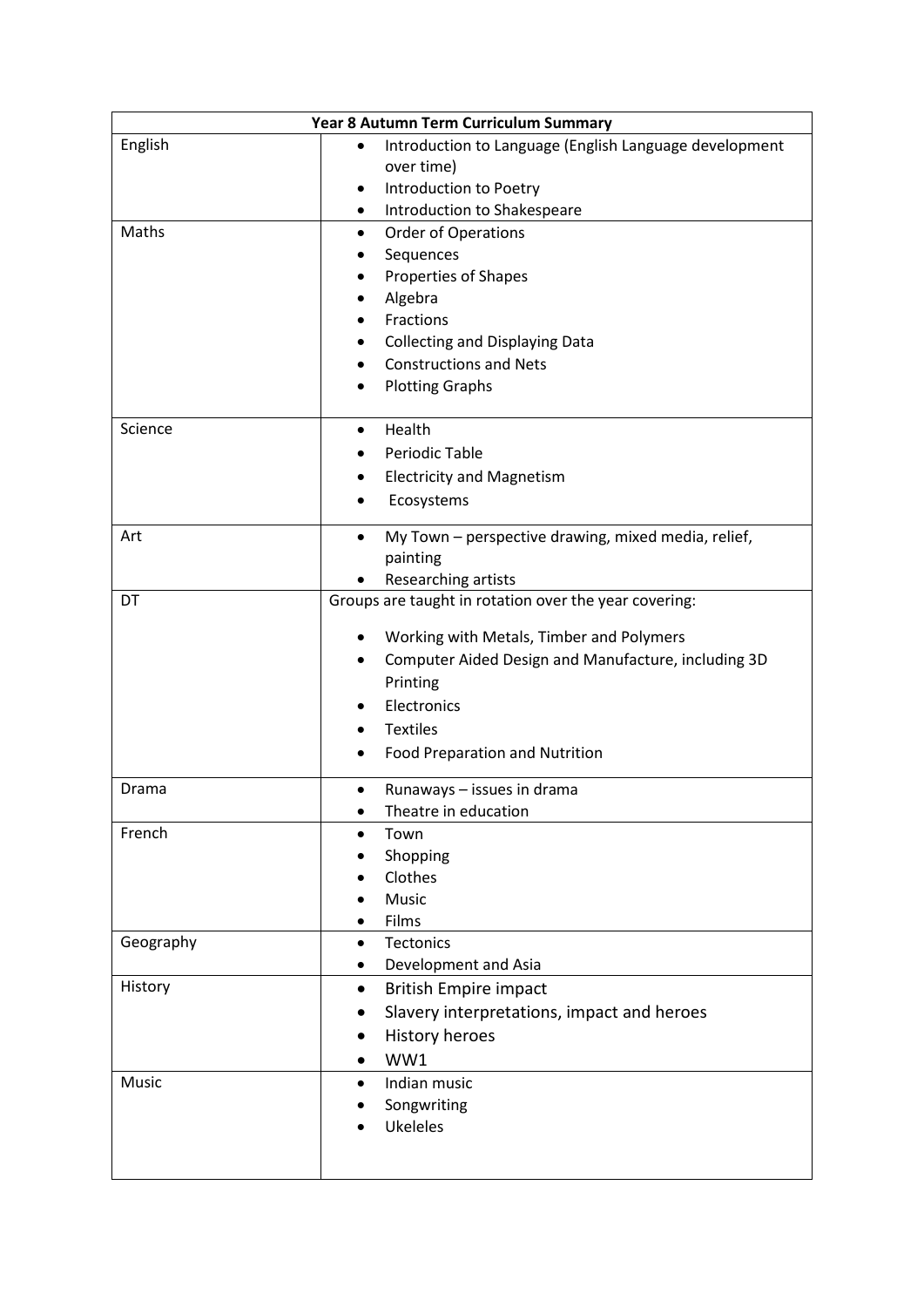| Year 8 Autumn Term Curriculum Summary | |
|---|---|
| English | • Introduction to Language (English Language development over time)<br>• Introduction to Poetry<br>• Introduction to Shakespeare |
| Maths | • Order of Operations<br>• Sequences<br>• Properties of Shapes<br>• Algebra<br>• Fractions<br>• Collecting and Displaying Data<br>• Constructions and Nets<br>• Plotting Graphs |
| Science | • Health<br>• Periodic Table<br>• Electricity and Magnetism<br>• Ecosystems |
| Art | • My Town – perspective drawing, mixed media, relief, painting<br>• Researching artists |
| DT | Groups are taught in rotation over the year covering:<br>• Working with Metals, Timber and Polymers<br>• Computer Aided Design and Manufacture, including 3D Printing<br>• Electronics<br>• Textiles<br>• Food Preparation and Nutrition |
| Drama | • Runaways – issues in drama<br>• Theatre in education |
| French | • Town<br>• Shopping<br>• Clothes<br>• Music<br>• Films |
| Geography | • Tectonics<br>• Development and Asia |
| History | • British Empire impact<br>• Slavery interpretations, impact and heroes<br>• History heroes<br>• WW1 |
| Music | • Indian music<br>• Songwriting<br>• Ukeleles |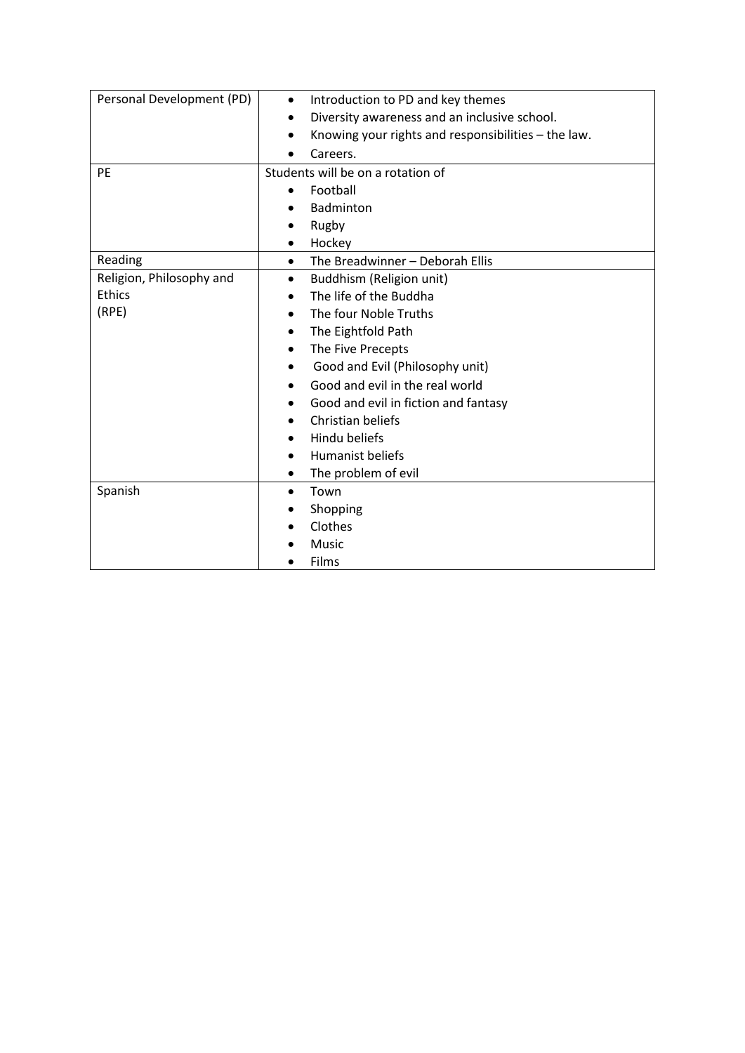| | |
|---|---|
| Personal Development (PD) | • Introduction to PD and key themes<br>• Diversity awareness and an inclusive school.<br>• Knowing your rights and responsibilities – the law.<br>• Careers. |
| PE | Students will be on a rotation of<br>• Football<br>• Badminton<br>• Rugby<br>• Hockey |
| Reading | • The Breadwinner – Deborah Ellis |
| Religion, Philosophy and Ethics (RPE) | • Buddhism (Religion unit)<br>• The life of the Buddha<br>• The four Noble Truths<br>• The Eightfold Path<br>• The Five Precepts<br>• Good and Evil (Philosophy unit)<br>• Good and evil in the real world<br>• Good and evil in fiction and fantasy<br>• Christian beliefs<br>• Hindu beliefs<br>• Humanist beliefs<br>• The problem of evil |
| Spanish | • Town<br>• Shopping<br>• Clothes<br>• Music<br>• Films |